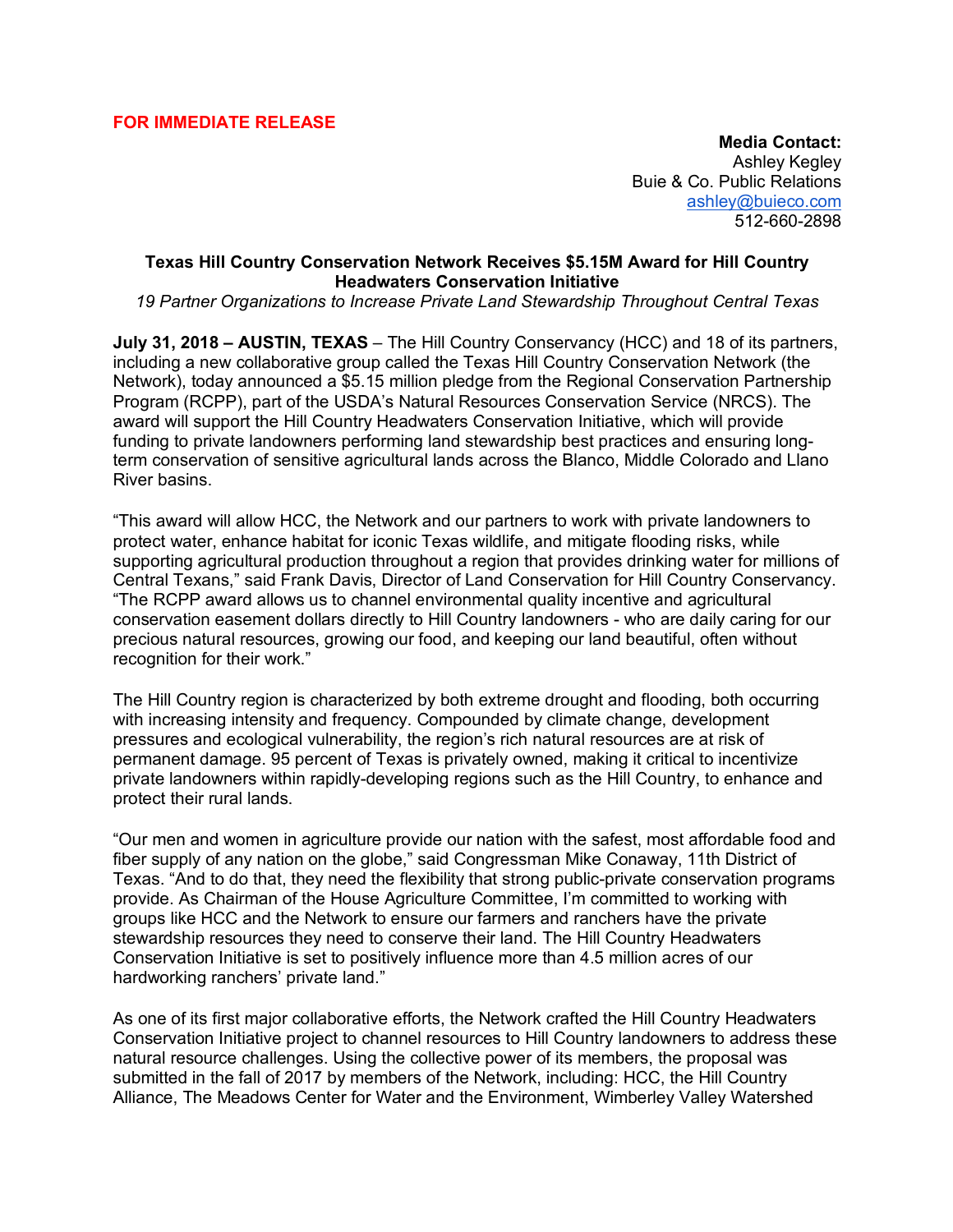**FOR IMMEDIATE RELEASE**

**Media Contact:**
Ashley Kegley
Buie & Co. Public Relations
ashley@buieco.com
512-660-2898

**Texas Hill Country Conservation Network Receives $5.15M Award for Hill Country Headwaters Conservation Initiative**

*19 Partner Organizations to Increase Private Land Stewardship Throughout Central Texas*

**July 31, 2018 – AUSTIN, TEXAS** – The Hill Country Conservancy (HCC) and 18 of its partners, including a new collaborative group called the Texas Hill Country Conservation Network (the Network), today announced a $5.15 million pledge from the Regional Conservation Partnership Program (RCPP), part of the USDA's Natural Resources Conservation Service (NRCS). The award will support the Hill Country Headwaters Conservation Initiative, which will provide funding to private landowners performing land stewardship best practices and ensuring long-term conservation of sensitive agricultural lands across the Blanco, Middle Colorado and Llano River basins.

"This award will allow HCC, the Network and our partners to work with private landowners to protect water, enhance habitat for iconic Texas wildlife, and mitigate flooding risks, while supporting agricultural production throughout a region that provides drinking water for millions of Central Texans," said Frank Davis, Director of Land Conservation for Hill Country Conservancy. "The RCPP award allows us to channel environmental quality incentive and agricultural conservation easement dollars directly to Hill Country landowners - who are daily caring for our precious natural resources, growing our food, and keeping our land beautiful, often without recognition for their work."

The Hill Country region is characterized by both extreme drought and flooding, both occurring with increasing intensity and frequency. Compounded by climate change, development pressures and ecological vulnerability, the region's rich natural resources are at risk of permanent damage. 95 percent of Texas is privately owned, making it critical to incentivize private landowners within rapidly-developing regions such as the Hill Country, to enhance and protect their rural lands.

"Our men and women in agriculture provide our nation with the safest, most affordable food and fiber supply of any nation on the globe," said Congressman Mike Conaway, 11th District of Texas. "And to do that, they need the flexibility that strong public-private conservation programs provide. As Chairman of the House Agriculture Committee, I'm committed to working with groups like HCC and the Network to ensure our farmers and ranchers have the private stewardship resources they need to conserve their land. The Hill Country Headwaters Conservation Initiative is set to positively influence more than 4.5 million acres of our hardworking ranchers' private land."

As one of its first major collaborative efforts, the Network crafted the Hill Country Headwaters Conservation Initiative project to channel resources to Hill Country landowners to address these natural resource challenges. Using the collective power of its members, the proposal was submitted in the fall of 2017 by members of the Network, including: HCC, the Hill Country Alliance, The Meadows Center for Water and the Environment, Wimberley Valley Watershed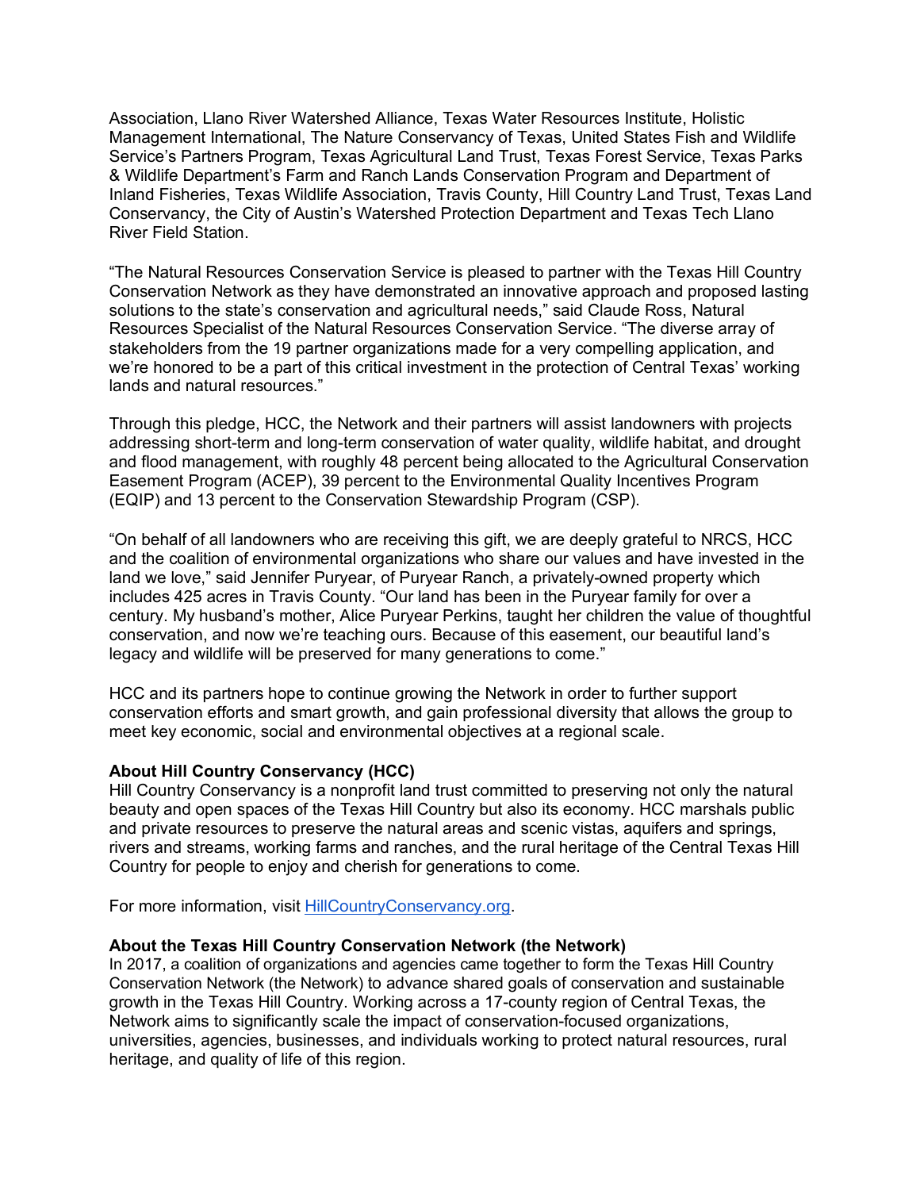Association, Llano River Watershed Alliance, Texas Water Resources Institute, Holistic Management International, The Nature Conservancy of Texas, United States Fish and Wildlife Service's Partners Program, Texas Agricultural Land Trust, Texas Forest Service, Texas Parks & Wildlife Department's Farm and Ranch Lands Conservation Program and Department of Inland Fisheries, Texas Wildlife Association, Travis County, Hill Country Land Trust, Texas Land Conservancy, the City of Austin's Watershed Protection Department and Texas Tech Llano River Field Station.

"The Natural Resources Conservation Service is pleased to partner with the Texas Hill Country Conservation Network as they have demonstrated an innovative approach and proposed lasting solutions to the state's conservation and agricultural needs," said Claude Ross, Natural Resources Specialist of the Natural Resources Conservation Service. "The diverse array of stakeholders from the 19 partner organizations made for a very compelling application, and we're honored to be a part of this critical investment in the protection of Central Texas' working lands and natural resources."

Through this pledge, HCC, the Network and their partners will assist landowners with projects addressing short-term and long-term conservation of water quality, wildlife habitat, and drought and flood management, with roughly 48 percent being allocated to the Agricultural Conservation Easement Program (ACEP), 39 percent to the Environmental Quality Incentives Program (EQIP) and 13 percent to the Conservation Stewardship Program (CSP).

"On behalf of all landowners who are receiving this gift, we are deeply grateful to NRCS, HCC and the coalition of environmental organizations who share our values and have invested in the land we love," said Jennifer Puryear, of Puryear Ranch, a privately-owned property which includes 425 acres in Travis County. "Our land has been in the Puryear family for over a century. My husband's mother, Alice Puryear Perkins, taught her children the value of thoughtful conservation, and now we're teaching ours. Because of this easement, our beautiful land's legacy and wildlife will be preserved for many generations to come."

HCC and its partners hope to continue growing the Network in order to further support conservation efforts and smart growth, and gain professional diversity that allows the group to meet key economic, social and environmental objectives at a regional scale.

**About Hill Country Conservancy (HCC)**
Hill Country Conservancy is a nonprofit land trust committed to preserving not only the natural beauty and open spaces of the Texas Hill Country but also its economy. HCC marshals public and private resources to preserve the natural areas and scenic vistas, aquifers and springs, rivers and streams, working farms and ranches, and the rural heritage of the Central Texas Hill Country for people to enjoy and cherish for generations to come.

For more information, visit [HillCountryConservancy.org](HillCountryConservancy.org).

**About the Texas Hill Country Conservation Network (the Network)**
In 2017, a coalition of organizations and agencies came together to form the Texas Hill Country Conservation Network (the Network) to advance shared goals of conservation and sustainable growth in the Texas Hill Country. Working across a 17-county region of Central Texas, the Network aims to significantly scale the impact of conservation-focused organizations, universities, agencies, businesses, and individuals working to protect natural resources, rural heritage, and quality of life of this region.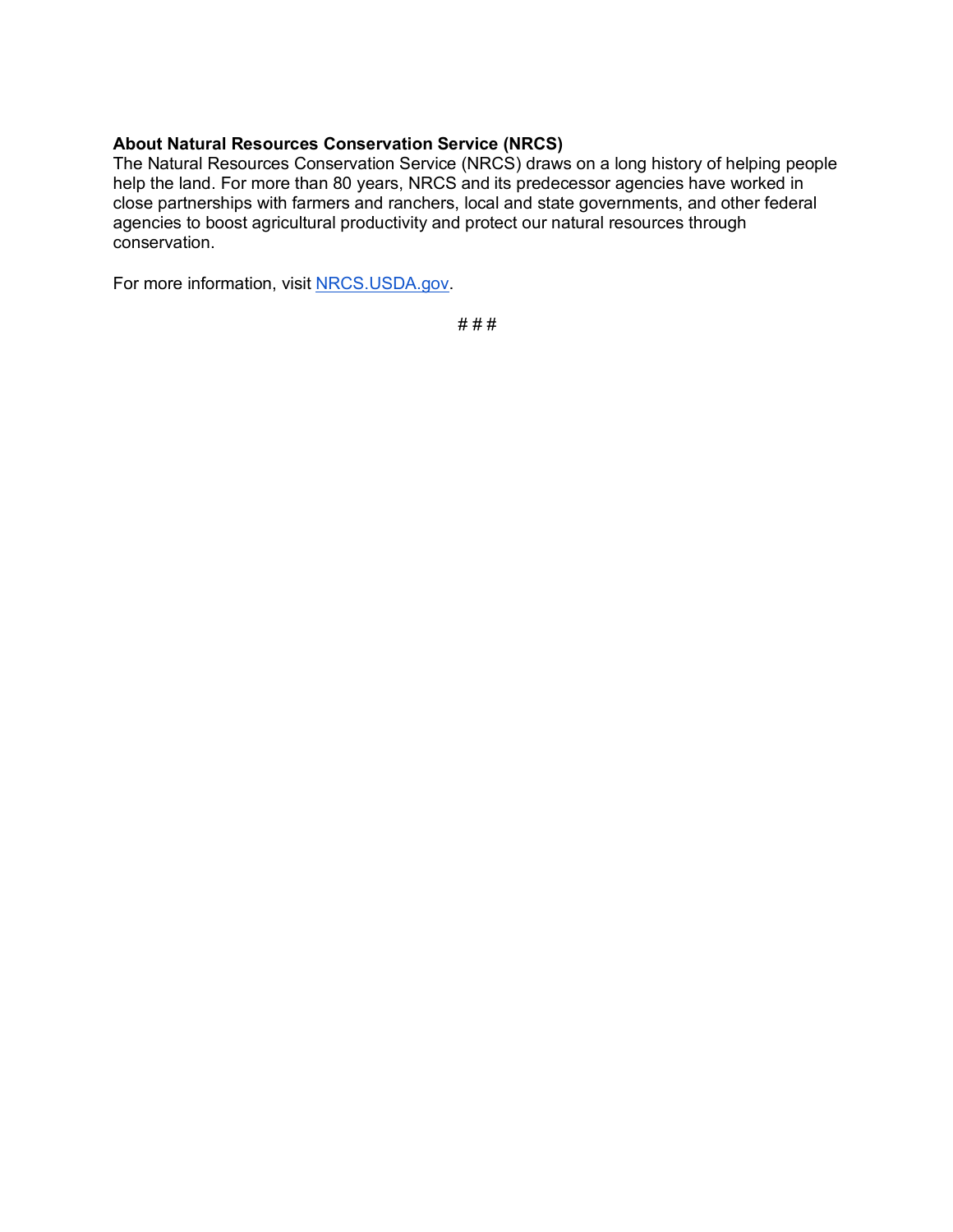**About Natural Resources Conservation Service (NRCS)**
The Natural Resources Conservation Service (NRCS) draws on a long history of helping people help the land. For more than 80 years, NRCS and its predecessor agencies have worked in close partnerships with farmers and ranchers, local and state governments, and other federal agencies to boost agricultural productivity and protect our natural resources through conservation.

For more information, visit [NRCS.USDA.gov](https://www.nrcs.usda.gov).

# # #